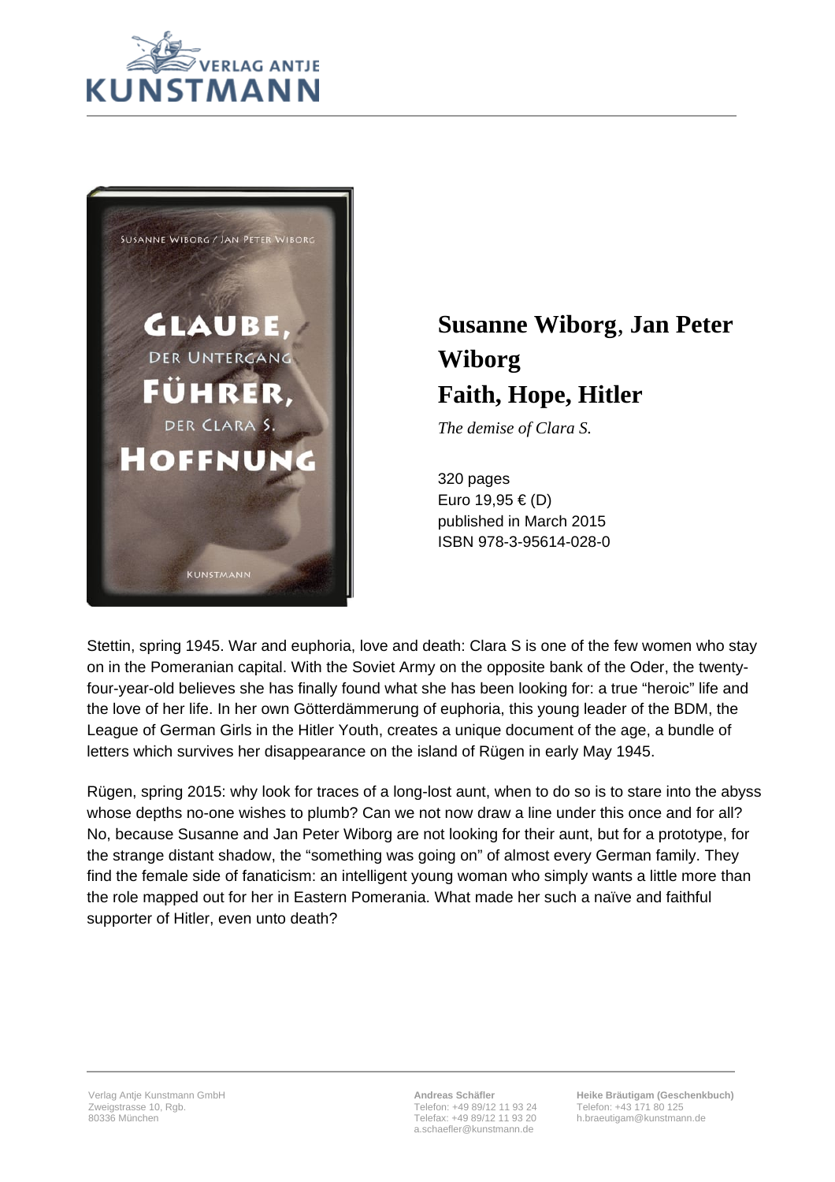# Susanne Wiborg, Jan Peter Wiborg

# Faith, Hope, Hitler

*The demise of Clara S.*

320 pages
Euro 19,95 € (D)
published in March 2015
ISBN 978-3-95614-028-0

Stettin, spring 1945. War and euphoria, love and death: Clara S is one of the few women who stay on in the Pomeranian capital. With the Soviet Army on the opposite bank of the Oder, the twenty-four-year-old believes she has finally found what she has been looking for: a true "heroic" life and the love of her life. In her own Götterdämmerung of euphoria, this young leader of the BDM, the League of German Girls in the Hitler Youth, creates a unique document of the age, a bundle of letters which survives her disappearance on the island of Rügen in early May 1945.

Rügen, spring 2015: why look for traces of a long-lost aunt, when to do so is to stare into the abyss whose depths no-one wishes to plumb? Can we not now draw a line under this once and for all? No, because Susanne and Jan Peter Wiborg are not looking for their aunt, but for a prototype, for the strange distant shadow, the "something was going on" of almost every German family. They find the female side of fanaticism: an intelligent young woman who simply wants a little more than the role mapped out for her in Eastern Pomerania. What made her such a naïve and faithful supporter of Hitler, even unto death?

Verlag Antje Kunstmann GmbH
Zweigstrasse 10, Rgb.
80336 München

**Andreas Schäfler**
Telefon: +49 89/12 11 93 24
Telefax: +49 89/12 11 93 20
a.schaefler@kunstmann.de

**Heike Bräutigam (Geschenkbuch)**
Telefon: +43 171 80 125
h.braeutigam@kunstmann.de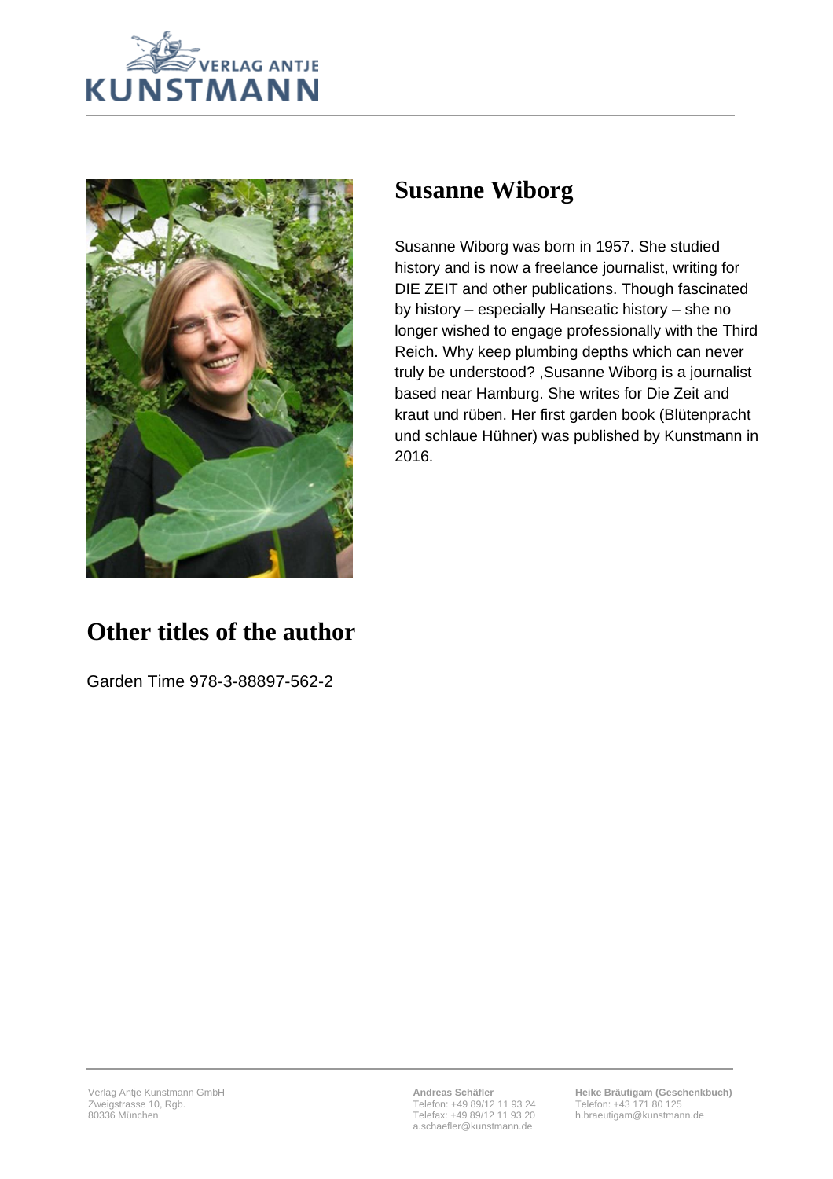# Susanne Wiborg

Susanne Wiborg was born in 1957. She studied history and is now a freelance journalist, writing for DIE ZEIT and other publications. Though fascinated by history – especially Hanseatic history – she no longer wished to engage professionally with the Third Reich. Why keep plumbing depths which can never truly be understood? ,Susanne Wiborg is a journalist based near Hamburg. She writes for Die Zeit and kraut und rüben. Her first garden book (Blütenpracht und schlaue Hühner) was published by Kunstmann in 2016.

## Other titles of the author

Garden Time 978-3-88897-562-2

Verlag Antje Kunstmann GmbH
Zweigstrasse 10, Rgb.
80336 München

**Andreas Schäfler**
Telefon: +49 89/12 11 93 24
Telefax: +49 89/12 11 93 20
a.schaefler@kunstmann.de

**Heike Bräutigam (Geschenkbuch)**
Telefon: +43 171 80 125
h.braeutigam@kunstmann.de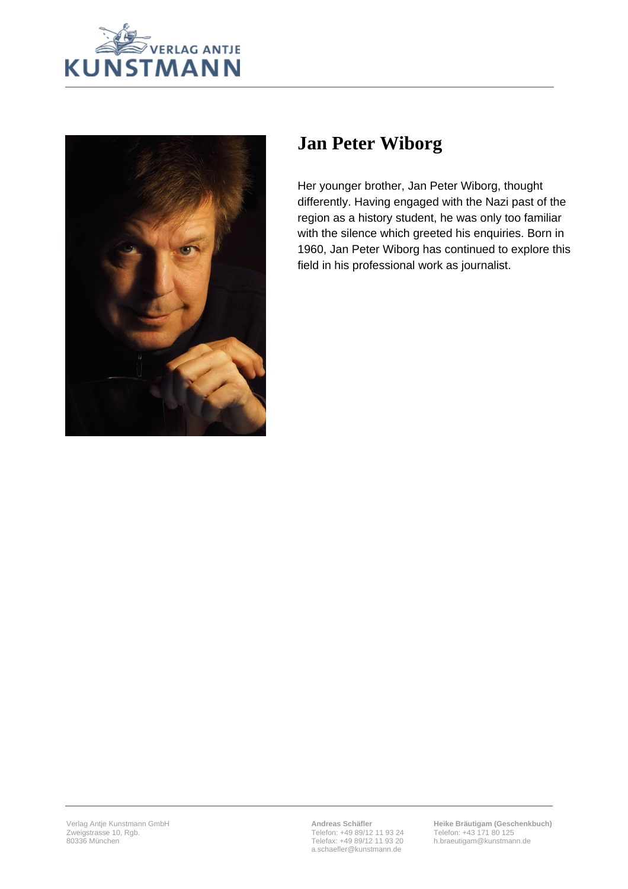# Jan Peter Wiborg

Her younger brother, Jan Peter Wiborg, thought differently. Having engaged with the Nazi past of the region as a history student, he was only too familiar with the silence which greeted his enquiries. Born in 1960, Jan Peter Wiborg has continued to explore this field in his professional work as journalist.